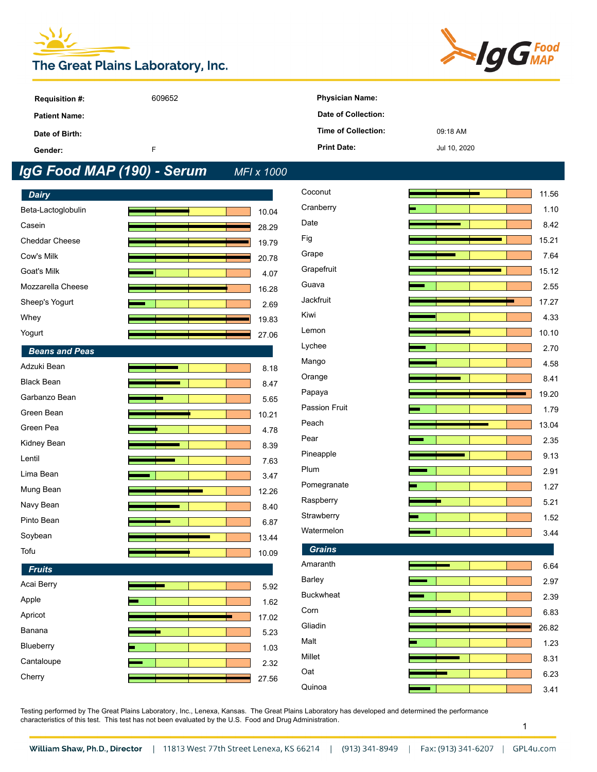The Great Plains Laboratory, Inc.

IgG Food MAP

| | | | |
|---|---|---|---|
| **Requisition #:** | 609652 | **Physician Name:** | |
| **Patient Name:** | | **Date of Collection:** | |
| **Date of Birth:** | | **Time of Collection:** | 09:18 AM |
| **Gender:** | F | **Print Date:** | Jul 10, 2020 |

## IgG Food MAP (190) - Serum *MFI x 1000*

### Dairy

| Food | Result |
|---|---|
| Beta-Lactoglobulin | 10.04 |
| Casein | 28.29 |
| Cheddar Cheese | 19.79 |
| Cow's Milk | 20.78 |
| Goat's Milk | 4.07 |
| Mozzarella Cheese | 16.28 |
| Sheep's Yogurt | 2.69 |
| Whey | 19.83 |
| Yogurt | 27.06 |

### Beans and Peas

| Food | Result |
|---|---|
| Adzuki Bean | 8.18 |
| Black Bean | 8.47 |
| Garbanzo Bean | 5.65 |
| Green Bean | 10.21 |
| Green Pea | 4.78 |
| Kidney Bean | 8.39 |
| Lentil | 7.63 |
| Lima Bean | 3.47 |
| Mung Bean | 12.26 |
| Navy Bean | 8.40 |
| Pinto Bean | 6.87 |
| Soybean | 13.44 |
| Tofu | 10.09 |

### Fruits

| Food | Result |
|---|---|
| Acai Berry | 5.92 |
| Apple | 1.62 |
| Apricot | 17.02 |
| Banana | 5.23 |
| Blueberry | 1.03 |
| Cantaloupe | 2.32 |
| Cherry | 27.56 |
| Coconut | 11.56 |
| Cranberry | 1.10 |
| Date | 8.42 |
| Fig | 15.21 |
| Grape | 7.64 |
| Grapefruit | 15.12 |
| Guava | 2.55 |
| Jackfruit | 17.27 |
| Kiwi | 4.33 |
| Lemon | 10.10 |
| Lychee | 2.70 |
| Mango | 4.58 |
| Orange | 8.41 |
| Papaya | 19.20 |
| Passion Fruit | 1.79 |
| Peach | 13.04 |
| Pear | 2.35 |
| Pineapple | 9.13 |
| Plum | 2.91 |
| Pomegranate | 1.27 |
| Raspberry | 5.21 |
| Strawberry | 1.52 |
| Watermelon | 3.44 |

### Grains

| Food | Result |
|---|---|
| Amaranth | 6.64 |
| Barley | 2.97 |
| Buckwheat | 2.39 |
| Corn | 6.83 |
| Gliadin | 26.82 |
| Malt | 1.23 |
| Millet | 8.31 |
| Oat | 6.23 |
| Quinoa | 3.41 |

Testing performed by The Great Plains Laboratory, Inc., Lenexa, Kansas. The Great Plains Laboratory has developed and determined the performance characteristics of this test. This test has not been evaluated by the U.S. Food and Drug Administration.

William Shaw, Ph.D., Director | 11813 West 77th Street Lenexa, KS 66214 | (913) 341-8949 | Fax: (913) 341-6207 | GPL4u.com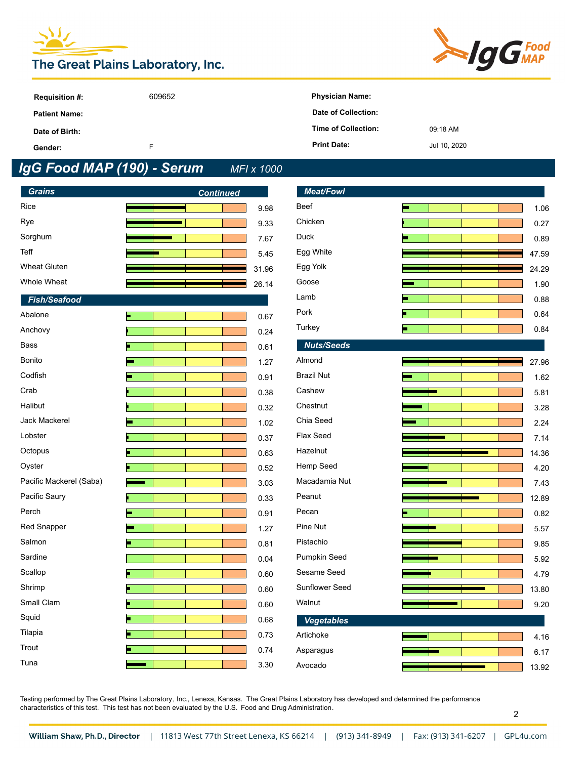The Great Plains Laboratory, Inc.

IgG Food MAP

| | | | |
|---|---|---|---|
| **Requisition #:** | 609652 | **Physician Name:** | |
| **Patient Name:** | | **Date of Collection:** | |
| **Date of Birth:** | | **Time of Collection:** | 09:18 AM |
| **Gender:** | F | **Print Date:** | Jul 10, 2020 |

## *IgG Food MAP (190) - Serum* *MFI x 1000*

### *Grains* *Continued*

| Food | Value |
|---|---|
| Rice | 9.98 |
| Rye | 9.33 |
| Sorghum | 7.67 |
| Teff | 5.45 |
| Wheat Gluten | 31.96 |
| Whole Wheat | 26.14 |

### *Fish/Seafood*

| Food | Value |
|---|---|
| Abalone | 0.67 |
| Anchovy | 0.24 |
| Bass | 0.61 |
| Bonito | 1.27 |
| Codfish | 0.91 |
| Crab | 0.38 |
| Halibut | 0.32 |
| Jack Mackerel | 1.02 |
| Lobster | 0.37 |
| Octopus | 0.63 |
| Oyster | 0.52 |
| Pacific Mackerel (Saba) | 3.03 |
| Pacific Saury | 0.33 |
| Perch | 0.91 |
| Red Snapper | 1.27 |
| Salmon | 0.81 |
| Sardine | 0.04 |
| Scallop | 0.60 |
| Shrimp | 0.60 |
| Small Clam | 0.60 |
| Squid | 0.68 |
| Tilapia | 0.73 |
| Trout | 0.74 |
| Tuna | 3.30 |

### *Meat/Fowl*

| Food | Value |
|---|---|
| Beef | 1.06 |
| Chicken | 0.27 |
| Duck | 0.89 |
| Egg White | 47.59 |
| Egg Yolk | 24.29 |
| Goose | 1.90 |
| Lamb | 0.88 |
| Pork | 0.64 |
| Turkey | 0.84 |

### *Nuts/Seeds*

| Food | Value |
|---|---|
| Almond | 27.96 |
| Brazil Nut | 1.62 |
| Cashew | 5.81 |
| Chestnut | 3.28 |
| Chia Seed | 2.24 |
| Flax Seed | 7.14 |
| Hazelnut | 14.36 |
| Hemp Seed | 4.20 |
| Macadamia Nut | 7.43 |
| Peanut | 12.89 |
| Pecan | 0.82 |
| Pine Nut | 5.57 |
| Pistachio | 9.85 |
| Pumpkin Seed | 5.92 |
| Sesame Seed | 4.79 |
| Sunflower Seed | 13.80 |
| Walnut | 9.20 |

### *Vegetables*

| Food | Value |
|---|---|
| Artichoke | 4.16 |
| Asparagus | 6.17 |
| Avocado | 13.92 |

Testing performed by The Great Plains Laboratory, Inc., Lenexa, Kansas. The Great Plains Laboratory has developed and determined the performance characteristics of this test. This test has not been evaluated by the U.S. Food and Drug Administration.

William Shaw, Ph.D., Director | 11813 West 77th Street Lenexa, KS 66214 | (913) 341-8949 | Fax: (913) 341-6207 | GPL4u.com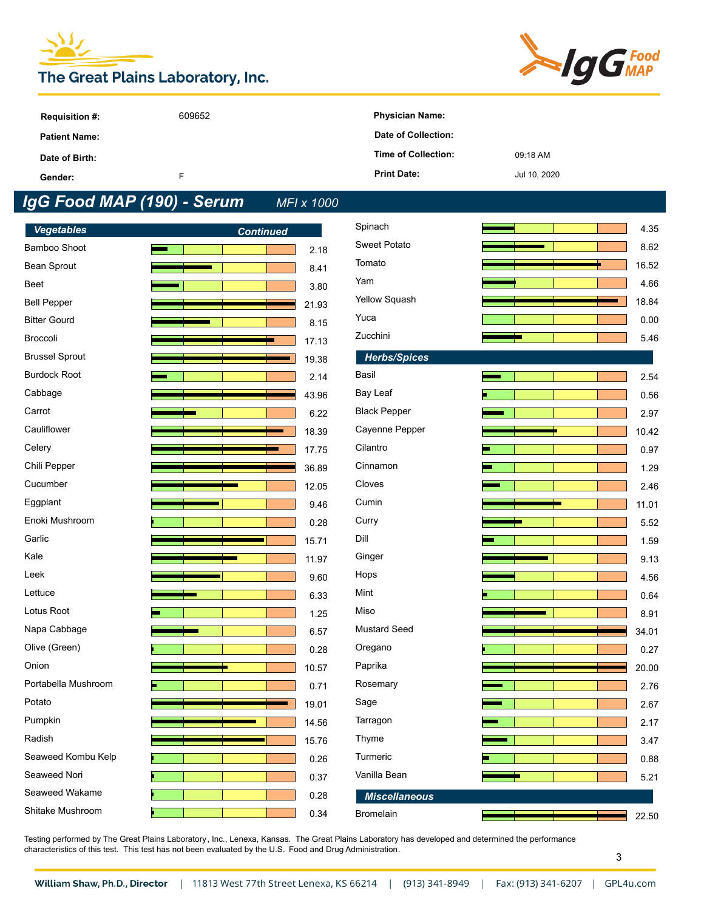# The Great Plains Laboratory, Inc.

IgG Food MAP

| | | | |
|---|---|---|---|
| **Requisition #:** | 609652 | **Physician Name:** | |
| **Patient Name:** | | **Date of Collection:** | |
| **Date of Birth:** | | **Time of Collection:** | 09:18 AM |
| **Gender:** | F | **Print Date:** | Jul 10, 2020 |

## *IgG Food MAP (190) - Serum* *MFI x 1000*

### *Vegetables* *Continued*

| Food | Value |
|---|---|
| Bamboo Shoot | 2.18 |
| Bean Sprout | 8.41 |
| Beet | 3.80 |
| Bell Pepper | 21.93 |
| Bitter Gourd | 8.15 |
| Broccoli | 17.13 |
| Brussel Sprout | 19.38 |
| Burdock Root | 2.14 |
| Cabbage | 43.96 |
| Carrot | 6.22 |
| Cauliflower | 18.39 |
| Celery | 17.75 |
| Chili Pepper | 36.89 |
| Cucumber | 12.05 |
| Eggplant | 9.46 |
| Enoki Mushroom | 0.28 |
| Garlic | 15.71 |
| Kale | 11.97 |
| Leek | 9.60 |
| Lettuce | 6.33 |
| Lotus Root | 1.25 |
| Napa Cabbage | 6.57 |
| Olive (Green) | 0.28 |
| Onion | 10.57 |
| Portabella Mushroom | 0.71 |
| Potato | 19.01 |
| Pumpkin | 14.56 |
| Radish | 15.76 |
| Seaweed Kombu Kelp | 0.26 |
| Seaweed Nori | 0.37 |
| Seaweed Wakame | 0.28 |
| Shitake Mushroom | 0.34 |
| Spinach | 4.35 |
| Sweet Potato | 8.62 |
| Tomato | 16.52 |
| Yam | 4.66 |
| Yellow Squash | 18.84 |
| Yuca | 0.00 |
| Zucchini | 5.46 |

### *Herbs/Spices*

| Food | Value |
|---|---|
| Basil | 2.54 |
| Bay Leaf | 0.56 |
| Black Pepper | 2.97 |
| Cayenne Pepper | 10.42 |
| Cilantro | 0.97 |
| Cinnamon | 1.29 |
| Cloves | 2.46 |
| Cumin | 11.01 |
| Curry | 5.52 |
| Dill | 1.59 |
| Ginger | 9.13 |
| Hops | 4.56 |
| Mint | 0.64 |
| Miso | 8.91 |
| Mustard Seed | 34.01 |
| Oregano | 0.27 |
| Paprika | 20.00 |
| Rosemary | 2.76 |
| Sage | 2.67 |
| Tarragon | 2.17 |
| Thyme | 3.47 |
| Turmeric | 0.88 |
| Vanilla Bean | 5.21 |

### *Miscellaneous*

| Food | Value |
|---|---|
| Bromelain | 22.50 |

Testing performed by The Great Plains Laboratory, Inc., Lenexa, Kansas. The Great Plains Laboratory has developed and determined the performance characteristics of this test. This test has not been evaluated by the U.S. Food and Drug Administration.

**William Shaw, Ph.D., Director** | 11813 West 77th Street Lenexa, KS 66214 | (913) 341-8949 | Fax: (913) 341-6207 | GPL4u.com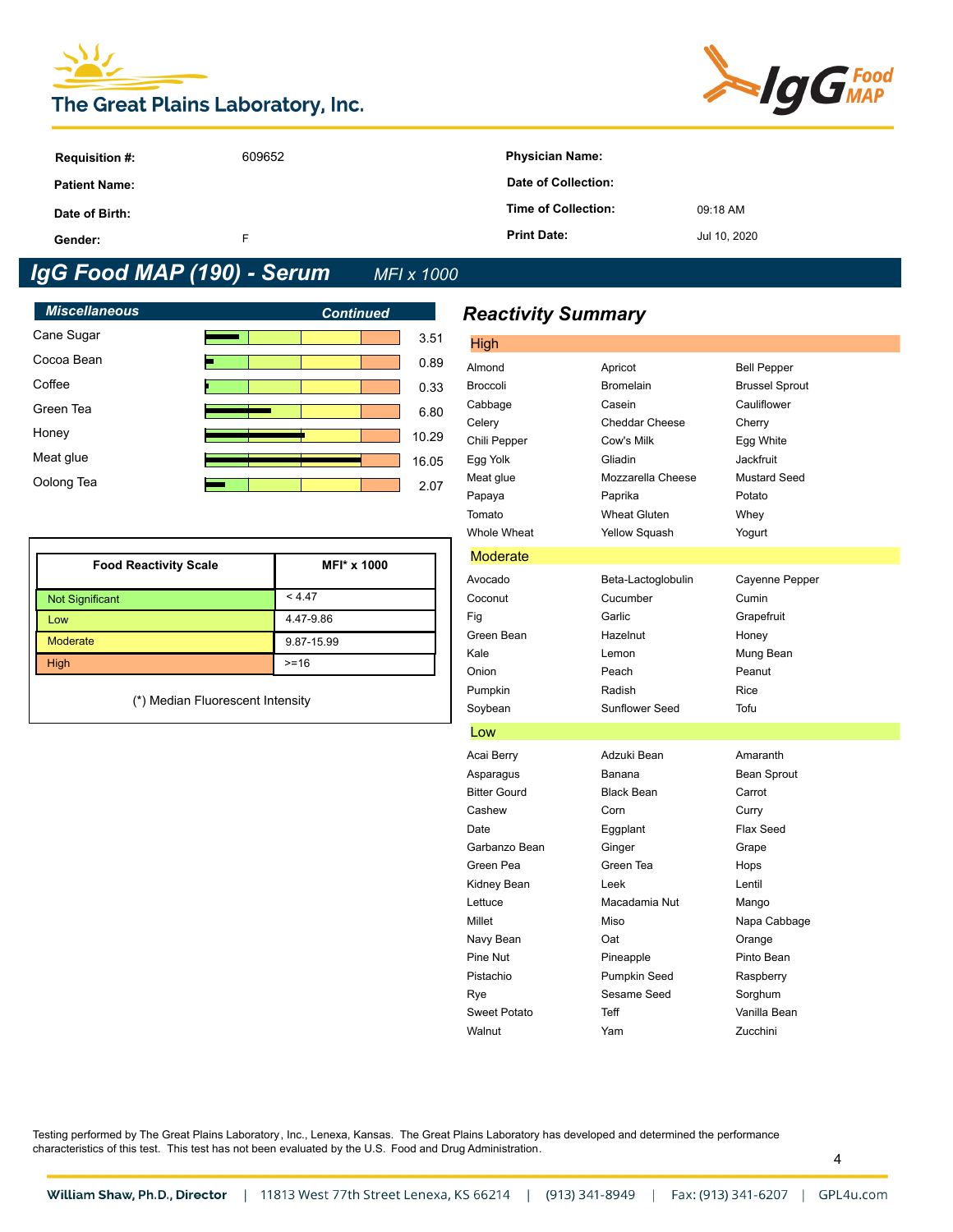# The Great Plains Laboratory, Inc.

**IgG Food MAP**

| | | | |
|---|---|---|---|
| **Requisition #:** | 609652 | **Physician Name:** | |
| **Patient Name:** | | **Date of Collection:** | |
| **Date of Birth:** | | **Time of Collection:** | 09:18 AM |
| **Gender:** | F | **Print Date:** | Jul 10, 2020 |

## IgG Food MAP (190) - Serum *MFI x 1000*

### *Miscellaneous* — *Continued*

| Food | MFI x 1000 |
|---|---|
| Cane Sugar | 3.51 |
| Cocoa Bean | 0.89 |
| Coffee | 0.33 |
| Green Tea | 6.80 |
| Honey | 10.29 |
| Meat glue | 16.05 |
| Oolong Tea | 2.07 |

| Food Reactivity Scale | MFI* x 1000 |
|---|---|
| Not Significant | < 4.47 |
| Low | 4.47-9.86 |
| Moderate | 9.87-15.99 |
| High | >=16 |

(*) Median Fluorescent Intensity

## *Reactivity Summary*

### High

| | | |
|---|---|---|
| Almond | Apricot | Bell Pepper |
| Broccoli | Bromelain | Brussel Sprout |
| Cabbage | Casein | Cauliflower |
| Celery | Cheddar Cheese | Cherry |
| Chili Pepper | Cow's Milk | Egg White |
| Egg Yolk | Gliadin | Jackfruit |
| Meat glue | Mozzarella Cheese | Mustard Seed |
| Papaya | Paprika | Potato |
| Tomato | Wheat Gluten | Whey |
| Whole Wheat | Yellow Squash | Yogurt |

### Moderate

| | | |
|---|---|---|
| Avocado | Beta-Lactoglobulin | Cayenne Pepper |
| Coconut | Cucumber | Cumin |
| Fig | Garlic | Grapefruit |
| Green Bean | Hazelnut | Honey |
| Kale | Lemon | Mung Bean |
| Onion | Peach | Peanut |
| Pumpkin | Radish | Rice |
| Soybean | Sunflower Seed | Tofu |

### Low

| | | |
|---|---|---|
| Acai Berry | Adzuki Bean | Amaranth |
| Asparagus | Banana | Bean Sprout |
| Bitter Gourd | Black Bean | Carrot |
| Cashew | Corn | Curry |
| Date | Eggplant | Flax Seed |
| Garbanzo Bean | Ginger | Grape |
| Green Pea | Green Tea | Hops |
| Kidney Bean | Leek | Lentil |
| Lettuce | Macadamia Nut | Mango |
| Millet | Miso | Napa Cabbage |
| Navy Bean | Oat | Orange |
| Pine Nut | Pineapple | Pinto Bean |
| Pistachio | Pumpkin Seed | Raspberry |
| Rye | Sesame Seed | Sorghum |
| Sweet Potato | Teff | Vanilla Bean |
| Walnut | Yam | Zucchini |

Testing performed by The Great Plains Laboratory, Inc., Lenexa, Kansas. The Great Plains Laboratory has developed and determined the performance characteristics of this test. This test has not been evaluated by the U.S. Food and Drug Administration.

**William Shaw, Ph.D., Director** | 11813 West 77th Street Lenexa, KS 66214 | (913) 341-8949 | Fax: (913) 341-6207 | GPL4u.com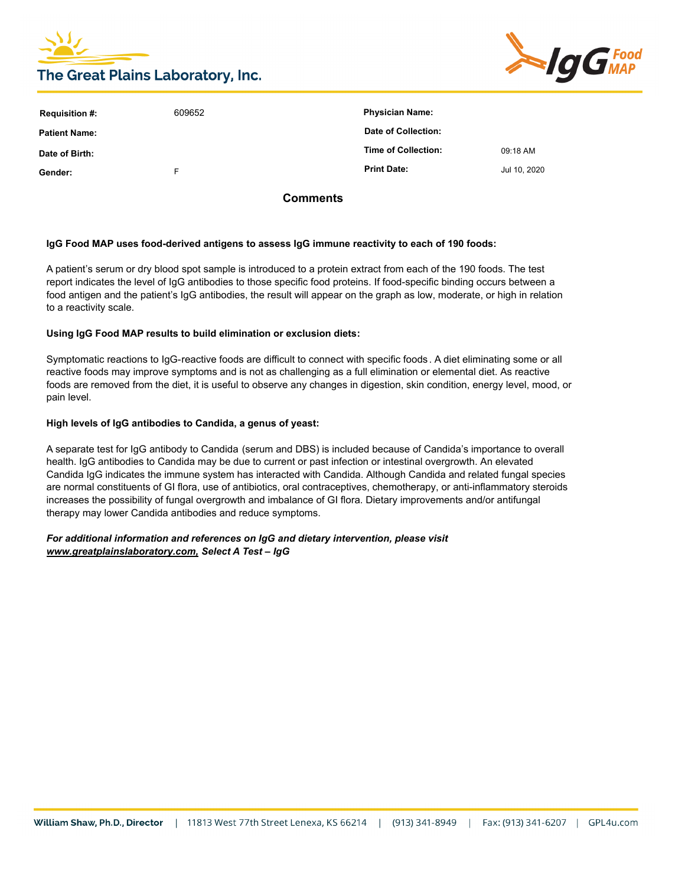| Requisition #: | 609652 | Physician Name: | |
| --- | --- | --- | --- |
| Patient Name: | | Date of Collection: | |
| Date of Birth: | | Time of Collection: | 09:18 AM |
| Gender: | F | Print Date: | Jul 10, 2020 |

## Comments

**IgG Food MAP uses food-derived antigens to assess IgG immune reactivity to each of 190 foods:**

A patient's serum or dry blood spot sample is introduced to a protein extract from each of the 190 foods. The test report indicates the level of IgG antibodies to those specific food proteins. If food-specific binding occurs between a food antigen and the patient's IgG antibodies, the result will appear on the graph as low, moderate, or high in relation to a reactivity scale.

**Using IgG Food MAP results to build elimination or exclusion diets:**

Symptomatic reactions to IgG-reactive foods are difficult to connect with specific foods. A diet eliminating some or all reactive foods may improve symptoms and is not as challenging as a full elimination or elemental diet. As reactive foods are removed from the diet, it is useful to observe any changes in digestion, skin condition, energy level, mood, or pain level.

**High levels of IgG antibodies to Candida, a genus of yeast:**

A separate test for IgG antibody to Candida (serum and DBS) is included because of Candida's importance to overall health. IgG antibodies to Candida may be due to current or past infection or intestinal overgrowth. An elevated Candida IgG indicates the immune system has interacted with Candida. Although Candida and related fungal species are normal constituents of GI flora, use of antibiotics, oral contraceptives, chemotherapy, or anti-inflammatory steroids increases the possibility of fungal overgrowth and imbalance of GI flora. Dietary improvements and/or antifungal therapy may lower Candida antibodies and reduce symptoms.

***For additional information and references on IgG and dietary intervention, please visit www.greatplainslaboratory.com, Select A Test – IgG***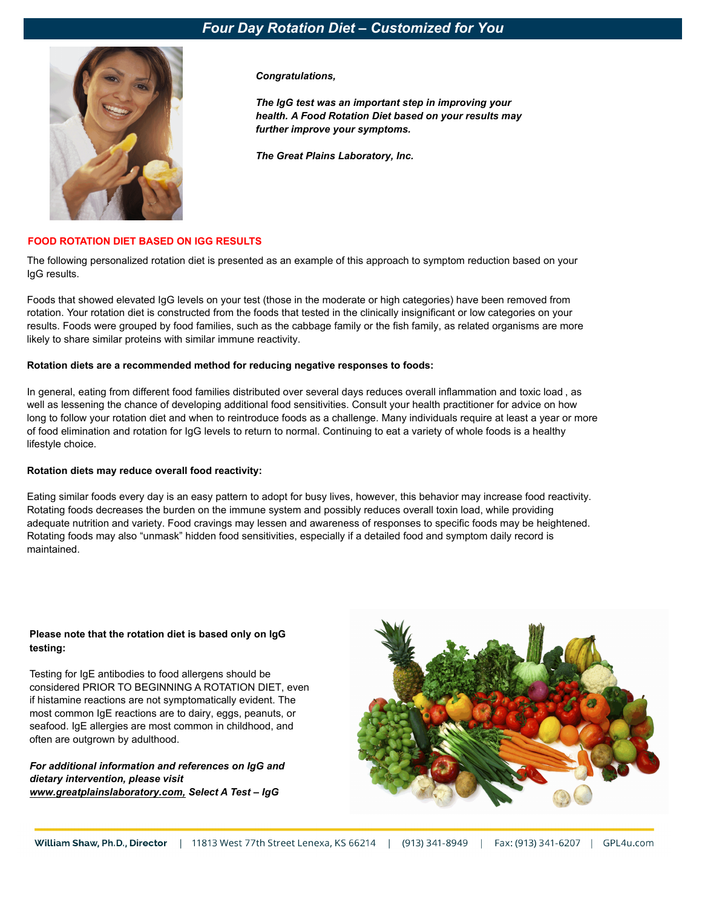# Four Day Rotation Diet – Customized for You

***Congratulations,***

***The IgG test was an important step in improving your health. A Food Rotation Diet based on your results may further improve your symptoms.***

***The Great Plains Laboratory, Inc.***

## FOOD ROTATION DIET BASED ON IGG RESULTS

The following personalized rotation diet is presented as an example of this approach to symptom reduction based on your IgG results.

Foods that showed elevated IgG levels on your test (those in the moderate or high categories) have been removed from rotation. Your rotation diet is constructed from the foods that tested in the clinically insignificant or low categories on your results. Foods were grouped by food families, such as the cabbage family or the fish family, as related organisms are more likely to share similar proteins with similar immune reactivity.

**Rotation diets are a recommended method for reducing negative responses to foods:**

In general, eating from different food families distributed over several days reduces overall inflammation and toxic load , as well as lessening the chance of developing additional food sensitivities. Consult your health practitioner for advice on how long to follow your rotation diet and when to reintroduce foods as a challenge. Many individuals require at least a year or more of food elimination and rotation for IgG levels to return to normal. Continuing to eat a variety of whole foods is a healthy lifestyle choice.

**Rotation diets may reduce overall food reactivity:**

Eating similar foods every day is an easy pattern to adopt for busy lives, however, this behavior may increase food reactivity. Rotating foods decreases the burden on the immune system and possibly reduces overall toxin load, while providing adequate nutrition and variety. Food cravings may lessen and awareness of responses to specific foods may be heightened. Rotating foods may also "unmask" hidden food sensitivities, especially if a detailed food and symptom daily record is maintained.

**Please note that the rotation diet is based only on IgG testing:**

Testing for IgE antibodies to food allergens should be considered PRIOR TO BEGINNING A ROTATION DIET, even if histamine reactions are not symptomatically evident. The most common IgE reactions are to dairy, eggs, peanuts, or seafood. IgE allergies are most common in childhood, and often are outgrown by adulthood.

***For additional information and references on IgG and dietary intervention, please visit [www.greatplainslaboratory.com](http://www.greatplainslaboratory.com), Select A Test – IgG***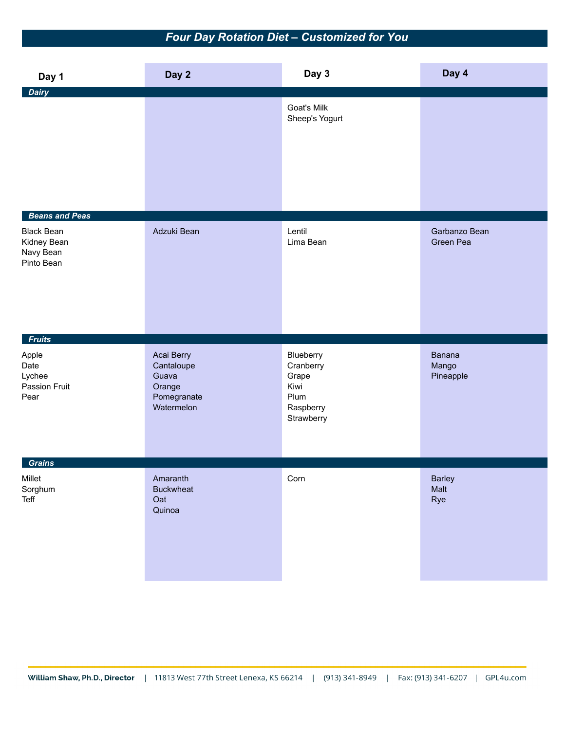## Four Day Rotation Diet – Customized for You

| | Day 1 | Day 2 | Day 3 | Day 4 |
|---|---|---|---|---|
| ***Dairy*** | | | | |
| | | | Goat's Milk<br>Sheep's Yogurt | |
| ***Beans and Peas*** | | | | |
| | Black Bean<br>Kidney Bean<br>Navy Bean<br>Pinto Bean | Adzuki Bean | Lentil<br>Lima Bean | Garbanzo Bean<br>Green Pea |
| ***Fruits*** | | | | |
| | Apple<br>Date<br>Lychee<br>Passion Fruit<br>Pear | Acai Berry<br>Cantaloupe<br>Guava<br>Orange<br>Pomegranate<br>Watermelon | Blueberry<br>Cranberry<br>Grape<br>Kiwi<br>Plum<br>Raspberry<br>Strawberry | Banana<br>Mango<br>Pineapple |
| ***Grains*** | | | | |
| | Millet<br>Sorghum<br>Teff | Amaranth<br>Buckwheat<br>Oat<br>Quinoa | Corn | Barley<br>Malt<br>Rye |

**William Shaw, Ph.D., Director** | 11813 West 77th Street Lenexa, KS 66214 | (913) 341-8949 | Fax: (913) 341-6207 | GPL4u.com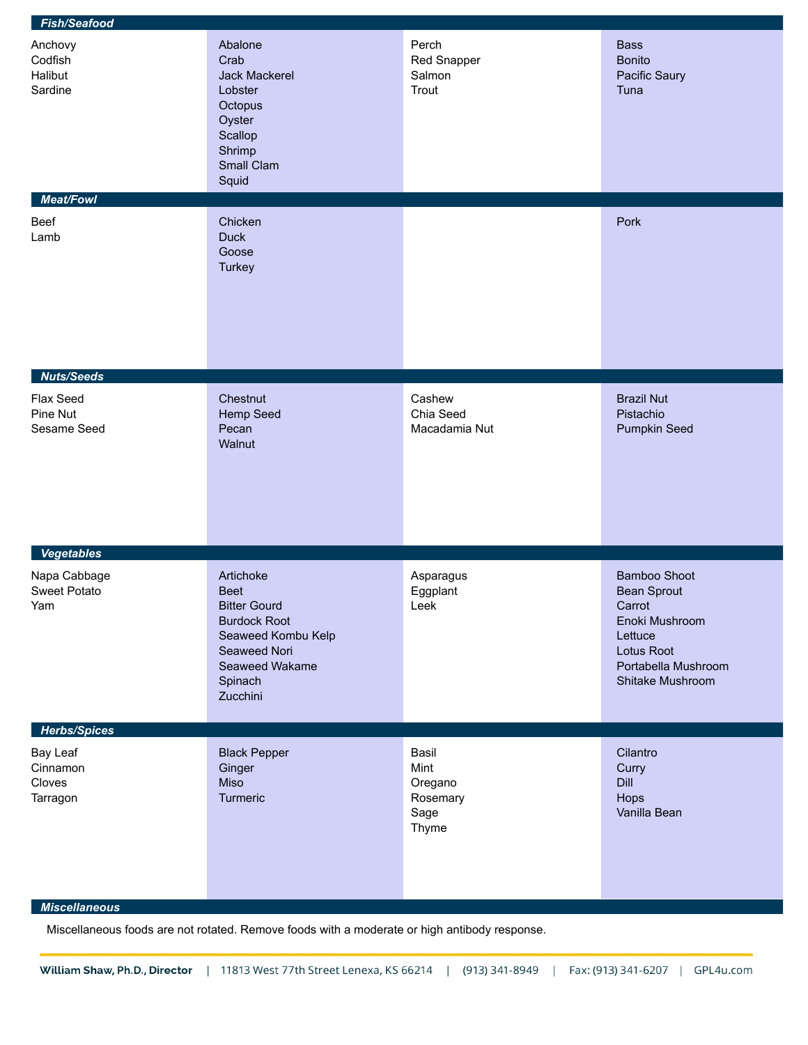| Fish/Seafood | | | |
|---|---|---|---|
| Anchovy<br>Codfish<br>Halibut<br>Sardine | Abalone<br>Crab<br>Jack Mackerel<br>Lobster<br>Octopus<br>Oyster<br>Scallop<br>Shrimp<br>Small Clam<br>Squid | Perch<br>Red Snapper<br>Salmon<br>Trout | Bass<br>Bonito<br>Pacific Saury<br>Tuna |
| **Meat/Fowl** | | | |
| Beef<br>Lamb | Chicken<br>Duck<br>Goose<br>Turkey | | Pork |
| **Nuts/Seeds** | | | |
| Flax Seed<br>Pine Nut<br>Sesame Seed | Chestnut<br>Hemp Seed<br>Pecan<br>Walnut | Cashew<br>Chia Seed<br>Macadamia Nut | Brazil Nut<br>Pistachio<br>Pumpkin Seed |
| **Vegetables** | | | |
| Napa Cabbage<br>Sweet Potato<br>Yam | Artichoke<br>Beet<br>Bitter Gourd<br>Burdock Root<br>Seaweed Kombu Kelp<br>Seaweed Nori<br>Seaweed Wakame<br>Spinach<br>Zucchini | Asparagus<br>Eggplant<br>Leek | Bamboo Shoot<br>Bean Sprout<br>Carrot<br>Enoki Mushroom<br>Lettuce<br>Lotus Root<br>Portabella Mushroom<br>Shitake Mushroom |
| **Herbs/Spices** | | | |
| Bay Leaf<br>Cinnamon<br>Cloves<br>Tarragon | Black Pepper<br>Ginger<br>Miso<br>Turmeric | Basil<br>Mint<br>Oregano<br>Rosemary<br>Sage<br>Thyme | Cilantro<br>Curry<br>Dill<br>Hops<br>Vanilla Bean |

***Miscellaneous***

Miscellaneous foods are not rotated. Remove foods with a moderate or high antibody response.

**William Shaw, Ph.D., Director** | 11813 West 77th Street Lenexa, KS 66214 | (913) 341-8949 | Fax: (913) 341-6207 | GPL4u.com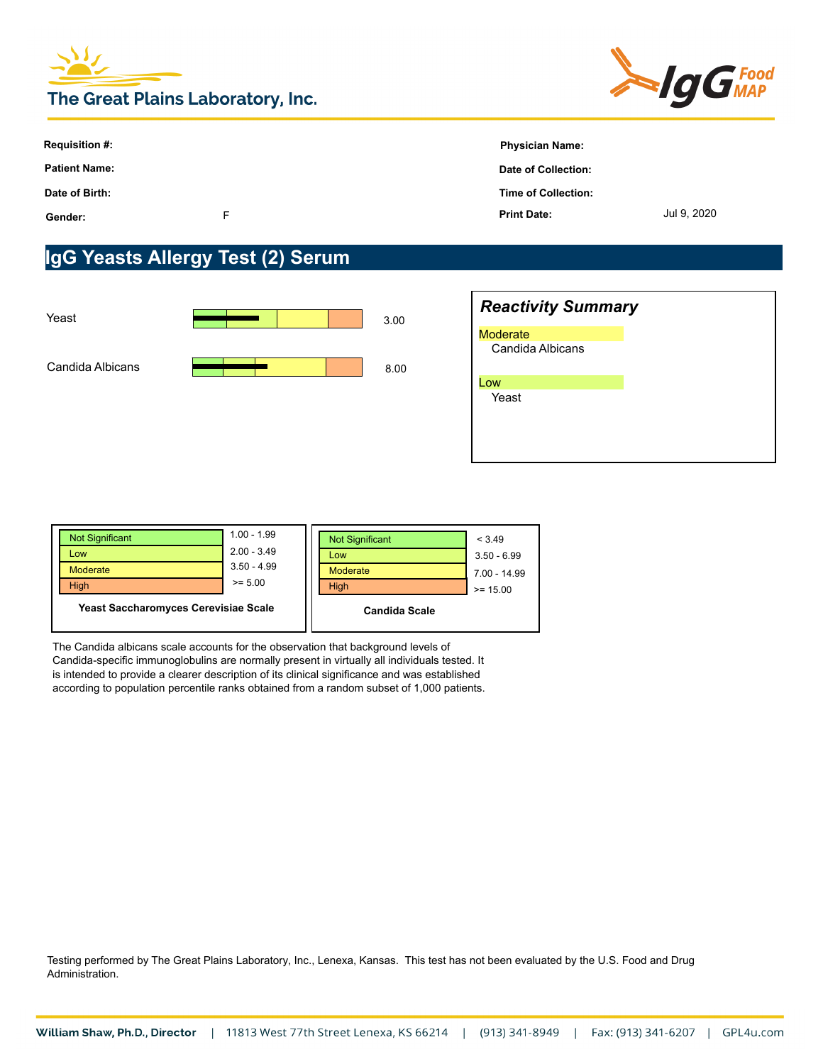The Great Plains Laboratory, Inc.

IgG Food MAP

| | | | |
|---|---|---|---|
| **Requisition #:** | | **Physician Name:** | |
| **Patient Name:** | | **Date of Collection:** | |
| **Date of Birth:** | | **Time of Collection:** | |
| **Gender:** | F | **Print Date:** | Jul 9, 2020 |

## IgG Yeasts Allergy Test (2) Serum

Yeast 3.00

Candida Albicans 8.00

### *Reactivity Summary*

Moderate
- Candida Albicans

Low
- Yeast

| Yeast Saccharomyces Cerevisiae Scale | |
|---|---|
| Not Significant | 1.00 - 1.99 |
| Low | 2.00 - 3.49 |
| Moderate | 3.50 - 4.99 |
| High | >= 5.00 |

| Candida Scale | |
|---|---|
| Not Significant | < 3.49 |
| Low | 3.50 - 6.99 |
| Moderate | 7.00 - 14.99 |
| High | >= 15.00 |

The Candida albicans scale accounts for the observation that background levels of Candida-specific immunoglobulins are normally present in virtually all individuals tested. It is intended to provide a clearer description of its clinical significance and was established according to population percentile ranks obtained from a random subset of 1,000 patients.

Testing performed by The Great Plains Laboratory, Inc., Lenexa, Kansas. This test has not been evaluated by the U.S. Food and Drug Administration.

**William Shaw, Ph.D., Director** | 11813 West 77th Street Lenexa, KS 66214 | (913) 341-8949 | Fax: (913) 341-6207 | GPL4u.com